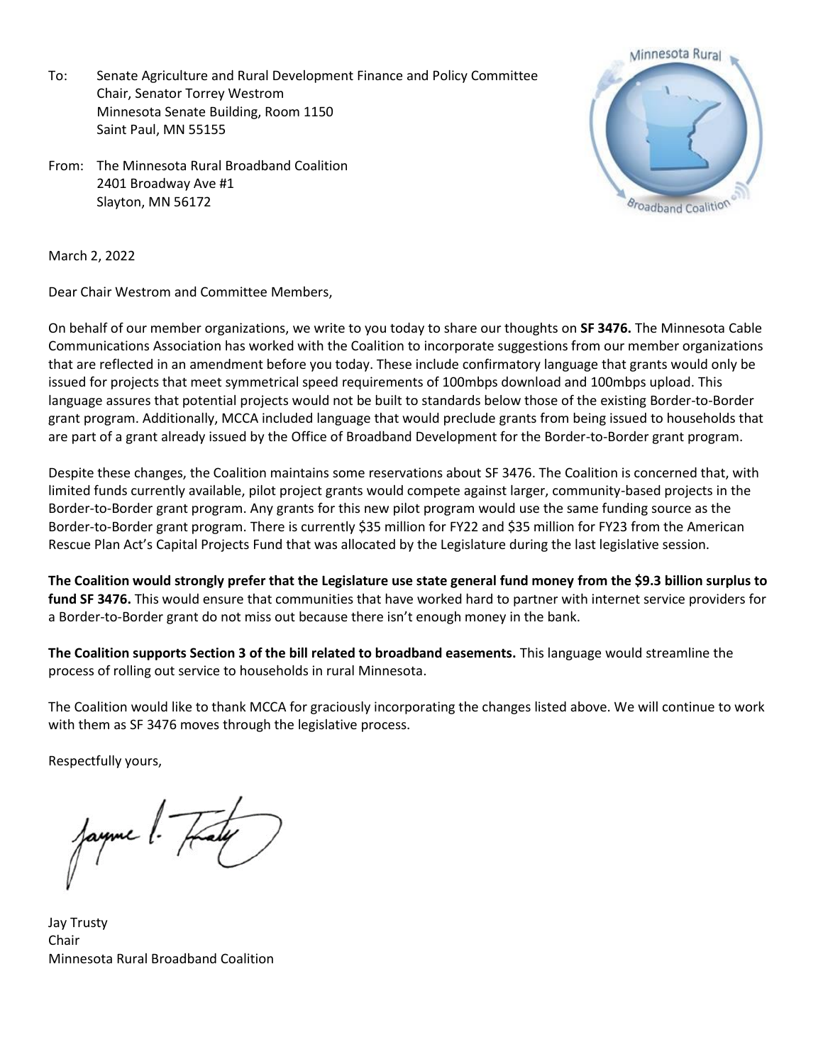To: Senate Agriculture and Rural Development Finance and Policy Committee
Chair, Senator Torrey Westrom
Minnesota Senate Building, Room 1150
Saint Paul, MN 55155

From: The Minnesota Rural Broadband Coalition
2401 Broadway Ave #1
Slayton, MN 56172

March 2, 2022

Dear Chair Westrom and Committee Members,

On behalf of our member organizations, we write to you today to share our thoughts on **SF 3476.** The Minnesota Cable Communications Association has worked with the Coalition to incorporate suggestions from our member organizations that are reflected in an amendment before you today. These include confirmatory language that grants would only be issued for projects that meet symmetrical speed requirements of 100mbps download and 100mbps upload. This language assures that potential projects would not be built to standards below those of the existing Border-to-Border grant program. Additionally, MCCA included language that would preclude grants from being issued to households that are part of a grant already issued by the Office of Broadband Development for the Border-to-Border grant program.

Despite these changes, the Coalition maintains some reservations about SF 3476. The Coalition is concerned that, with limited funds currently available, pilot project grants would compete against larger, community-based projects in the Border-to-Border grant program. Any grants for this new pilot program would use the same funding source as the Border-to-Border grant program. There is currently $35 million for FY22 and $35 million for FY23 from the American Rescue Plan Act's Capital Projects Fund that was allocated by the Legislature during the last legislative session.

**The Coalition would strongly prefer that the Legislature use state general fund money from the $9.3 billion surplus to fund SF 3476.** This would ensure that communities that have worked hard to partner with internet service providers for a Border-to-Border grant do not miss out because there isn't enough money in the bank.

**The Coalition supports Section 3 of the bill related to broadband easements.** This language would streamline the process of rolling out service to households in rural Minnesota.

The Coalition would like to thank MCCA for graciously incorporating the changes listed above. We will continue to work with them as SF 3476 moves through the legislative process.

Respectfully yours,

Jay Trusty
Chair
Minnesota Rural Broadband Coalition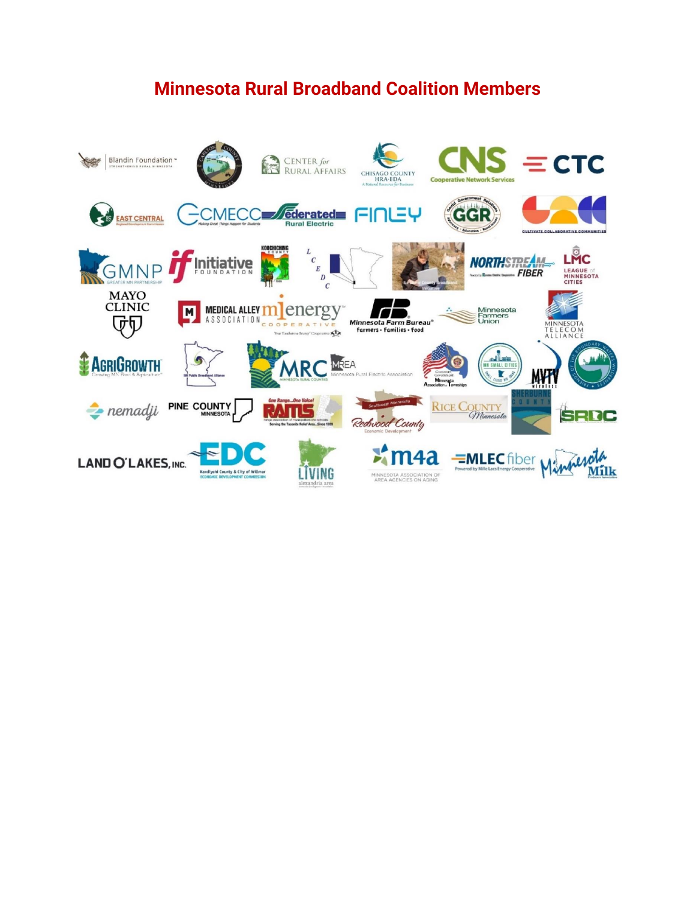# Minnesota Rural Broadband Coalition Members